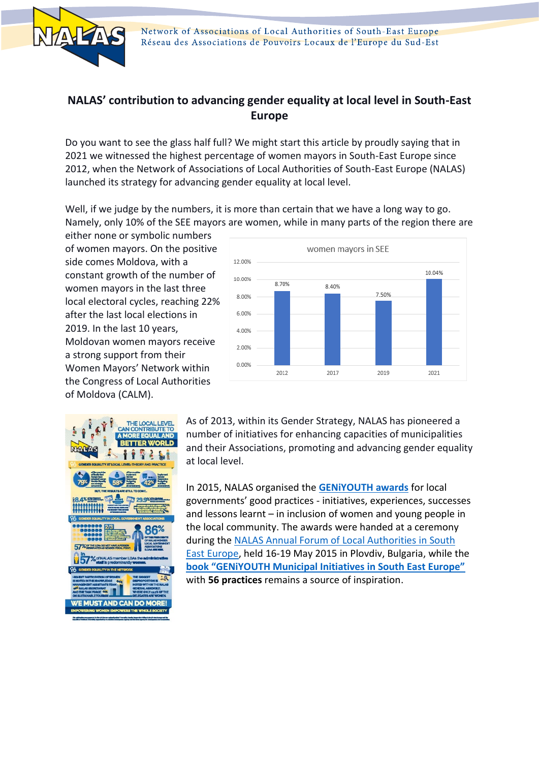# NALAS' contribution to advancing gender equality at local level in South-East Europe

Do you want to see the glass half full? We might start this article by proudly saying that in 2021 we witnessed the highest percentage of women mayors in South-East Europe since 2012, when the Network of Associations of Local Authorities of South-East Europe (NALAS) launched its strategy for advancing gender equality at local level.

Well, if we judge by the numbers, it is more than certain that we have a long way to go. Namely, only 10% of the SEE mayors are women, while in many parts of the region there are either none or symbolic numbers of women mayors. On the positive side comes Moldova, with a constant growth of the number of women mayors in the last three local electoral cycles, reaching 22% after the last local elections in 2019. In the last 10 years, Moldovan women mayors receive a strong support from their Women Mayors' Network within the Congress of Local Authorities of Moldova (CALM).

women mayors in SEE

| Year | Women mayors |
|---|---|
| 2012 | 8.70% |
| 2017 | 8.40% |
| 2019 | 7.50% |
| 2021 | 10.04% |

As of 2013, within its Gender Strategy, NALAS has pioneered a number of initiatives for enhancing capacities of municipalities and their Associations, promoting and advancing gender equality at local level.

In 2015, NALAS organised the **GENiYOUTH awards** for local governments' good practices - initiatives, experiences, successes and lessons learnt – in inclusion of women and young people in the local community. The awards were handed at a ceremony during the NALAS Annual Forum of Local Authorities in South East Europe, held 16-19 May 2015 in Plovdiv, Bulgaria, while the **book "GENiYOUTH Municipal Initiatives in South East Europe"** with **56 practices** remains a source of inspiration.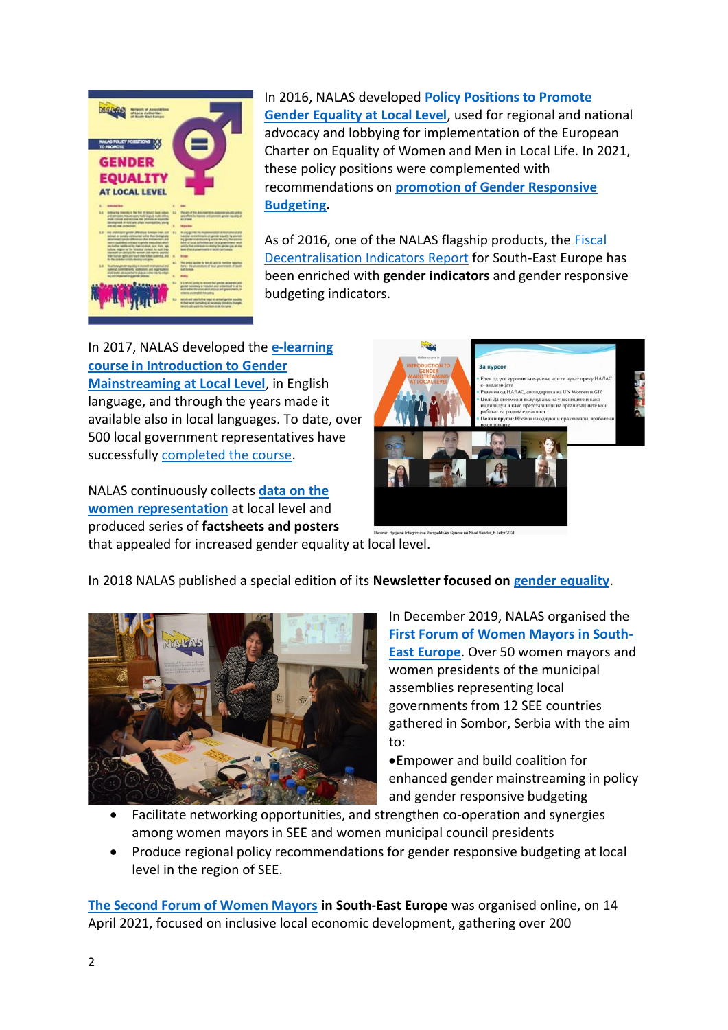In 2016, NALAS developed **Policy Positions to Promote Gender Equality at Local Level**, used for regional and national advocacy and lobbying for implementation of the European Charter on Equality of Women and Men in Local Life. In 2021, these policy positions were complemented with recommendations on **promotion of Gender Responsive Budgeting**.

As of 2016, one of the NALAS flagship products, the Fiscal Decentralisation Indicators Report for South-East Europe has been enriched with **gender indicators** and gender responsive budgeting indicators.

In 2017, NALAS developed the **e-learning course in Introduction to Gender Mainstreaming at Local Level**, in English language, and through the years made it available also in local languages. To date, over 500 local government representatives have successfully completed the course.

NALAS continuously collects **data on the women representation** at local level and produced series of **factsheets and posters** that appealed for increased gender equality at local level.

In 2018 NALAS published a special edition of its **Newsletter focused on gender equality**.

In December 2019, NALAS organised the **First Forum of Women Mayors in South-East Europe**. Over 50 women mayors and women presidents of the municipal assemblies representing local governments from 12 SEE countries gathered in Sombor, Serbia with the aim to:

- Empower and build coalition for enhanced gender mainstreaming in policy and gender responsive budgeting
- Facilitate networking opportunities, and strengthen co-operation and synergies among women mayors in SEE and women municipal council presidents
- Produce regional policy recommendations for gender responsive budgeting at local level in the region of SEE.

**The Second Forum of Women Mayors in South-East Europe** was organised online, on 14 April 2021, focused on inclusive local economic development, gathering over 200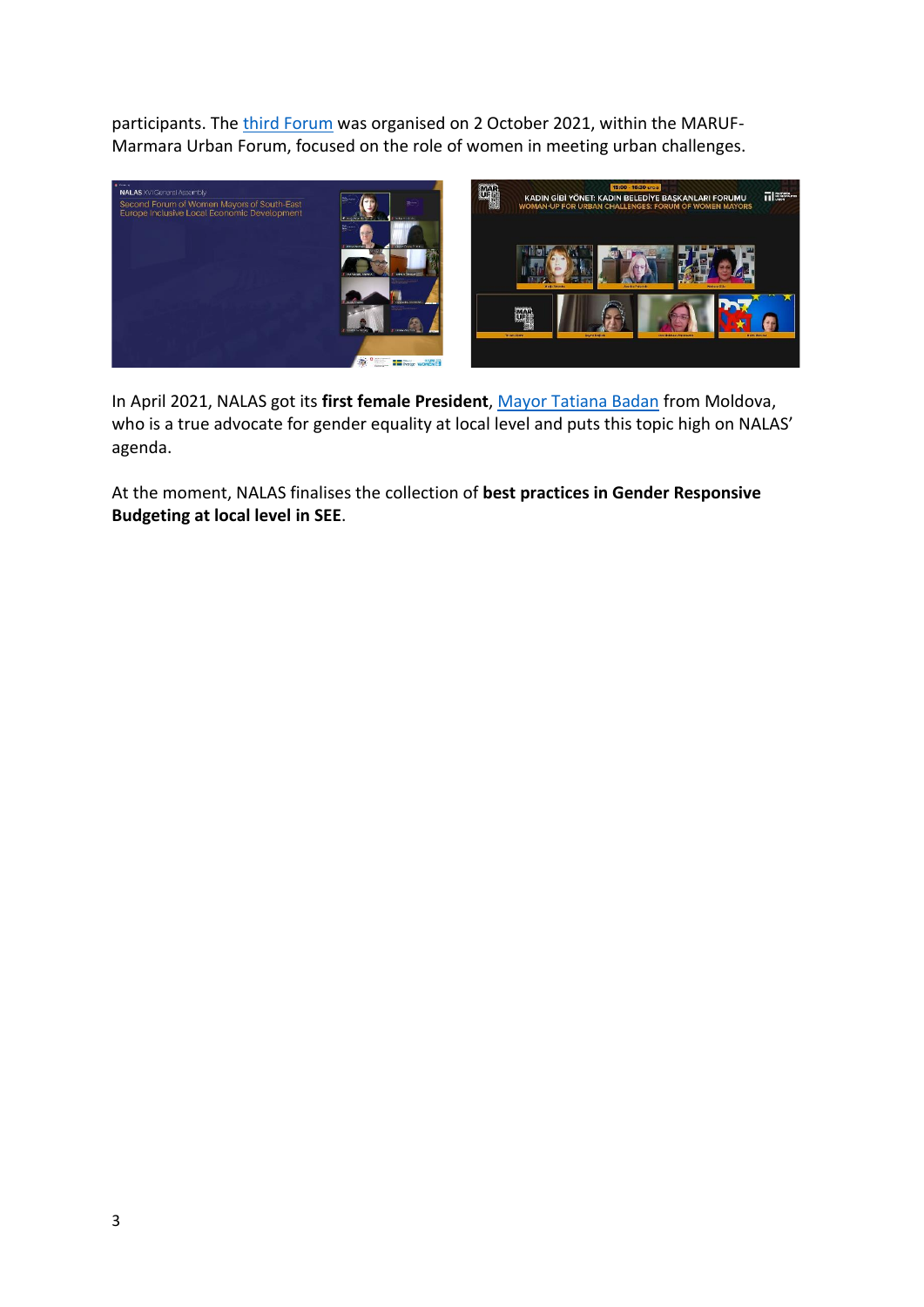participants. The third Forum was organised on 2 October 2021, within the MARUF-Marmara Urban Forum, focused on the role of women in meeting urban challenges.

In April 2021, NALAS got its **first female President**, Mayor Tatiana Badan from Moldova, who is a true advocate for gender equality at local level and puts this topic high on NALAS' agenda.

At the moment, NALAS finalises the collection of **best practices in Gender Responsive Budgeting at local level in SEE**.